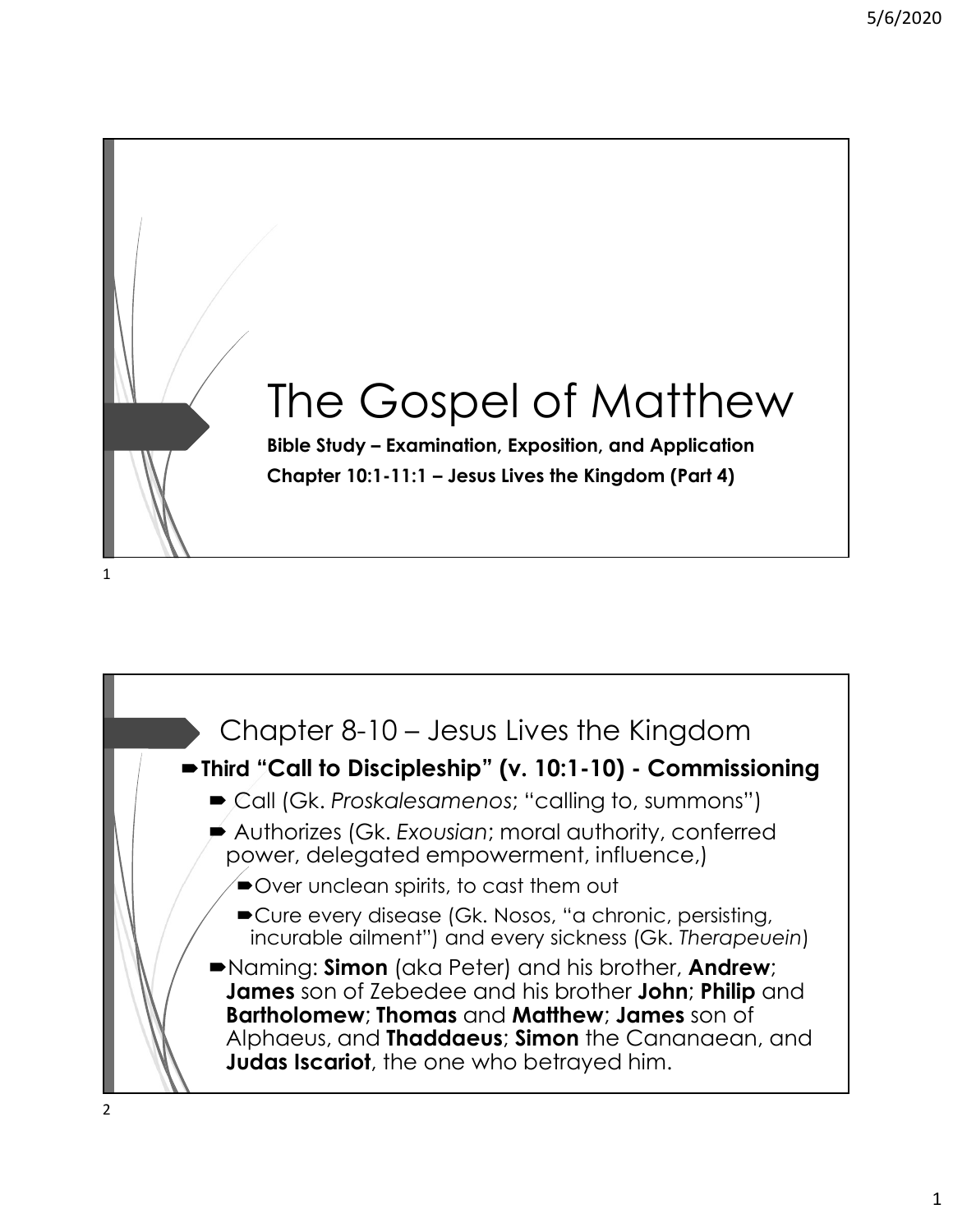# The Gospel of Matthew

**Bible Study – Examination, Exposition, and Application**

**Chapter 10:1-11:1 – Jesus Lives the Kingdom (Part 4)**

## Chapter 8-10 – Jesus Lives the Kingdom

- **Third "Call to Discipleship" (v. 10:1-10) - Commissioning**
  - Call (Gk. *Proskalesamenos*; "calling to, summons")
  - Authorizes (Gk. *Exousian*; moral authority, conferred power, delegated empowerment, influence,)
    - Over unclean spirits, to cast them out
    - Cure every disease (Gk. Nosos, "a chronic, persisting, incurable ailment") and every sickness (Gk. *Therapeuein*)
  - Naming: **Simon** (aka Peter) and his brother, **Andrew**; **James** son of Zebedee and his brother **John**; **Philip** and **Bartholomew**; **Thomas** and **Matthew**; **James** son of Alphaeus, and **Thaddaeus**; **Simon** the Cananaean, and **Judas Iscariot**, the one who betrayed him.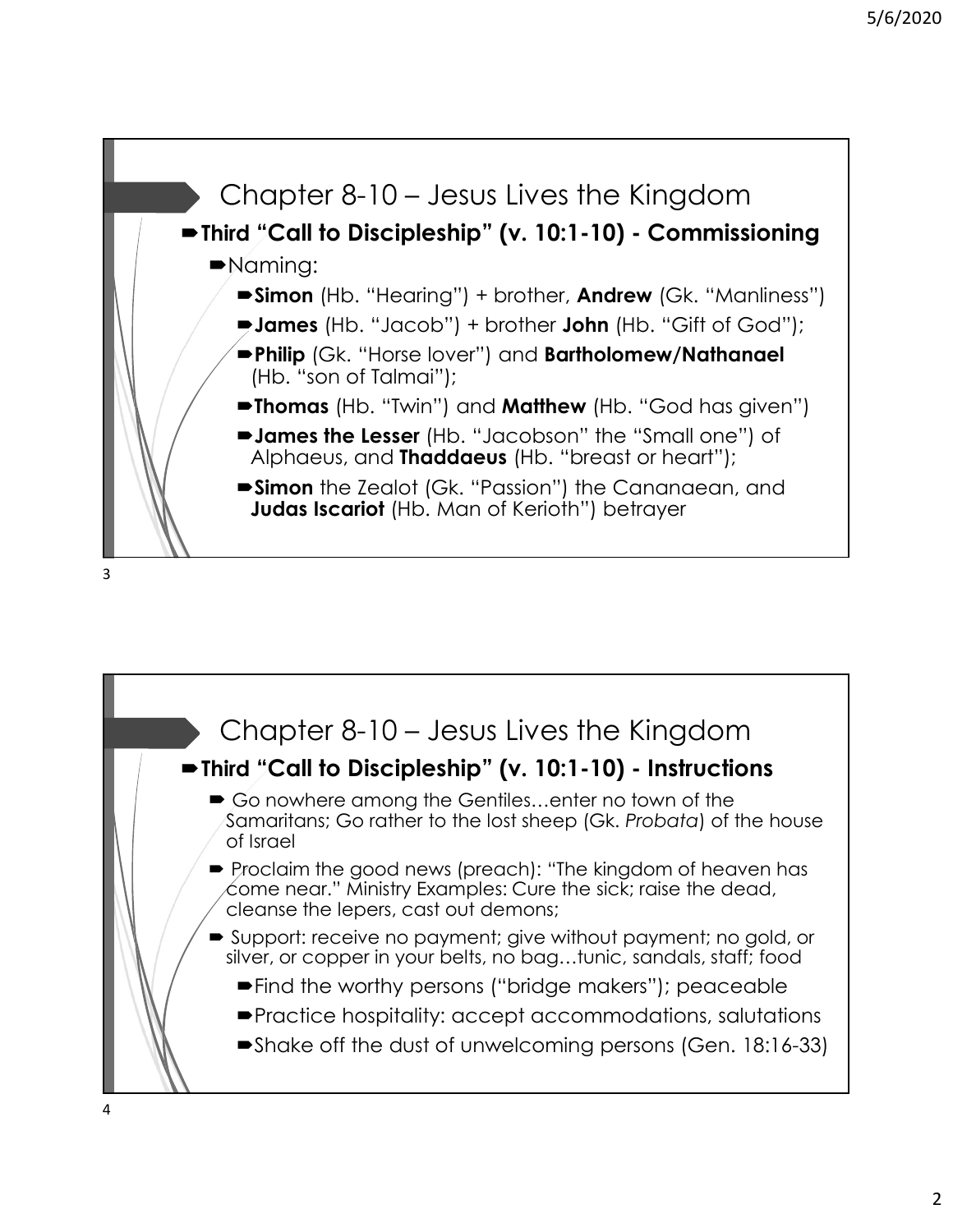## Chapter 8-10 – Jesus Lives the Kingdom

- **Third "Call to Discipleship" (v. 10:1-10) - Commissioning**
  - Naming:
    - **Simon** (Hb. "Hearing") + brother, **Andrew** (Gk. "Manliness")
    - **James** (Hb. "Jacob") + brother **John** (Hb. "Gift of God");
    - **Philip** (Gk. "Horse lover") and **Bartholomew/Nathanael** (Hb. "son of Talmai");
    - **Thomas** (Hb. "Twin") and **Matthew** (Hb. "God has given")
    - **James the Lesser** (Hb. "Jacobson" the "Small one") of Alphaeus, and **Thaddaeus** (Hb. "breast or heart");
    - **Simon** the Zealot (Gk. "Passion") the Cananaean, and **Judas Iscariot** (Hb. Man of Kerioth") betrayer

## Chapter 8-10 – Jesus Lives the Kingdom

- **Third "Call to Discipleship" (v. 10:1-10) - Instructions**
  - Go nowhere among the Gentiles…enter no town of the Samaritans; Go rather to the lost sheep (Gk. *Probata*) of the house of Israel
  - Proclaim the good news (preach): "The kingdom of heaven has come near." Ministry Examples: Cure the sick; raise the dead, cleanse the lepers, cast out demons;
  - Support: receive no payment; give without payment; no gold, or silver, or copper in your belts, no bag…tunic, sandals, staff; food
    - Find the worthy persons ("bridge makers"); peaceable
    - Practice hospitality: accept accommodations, salutations
    - Shake off the dust of unwelcoming persons (Gen. 18:16-33)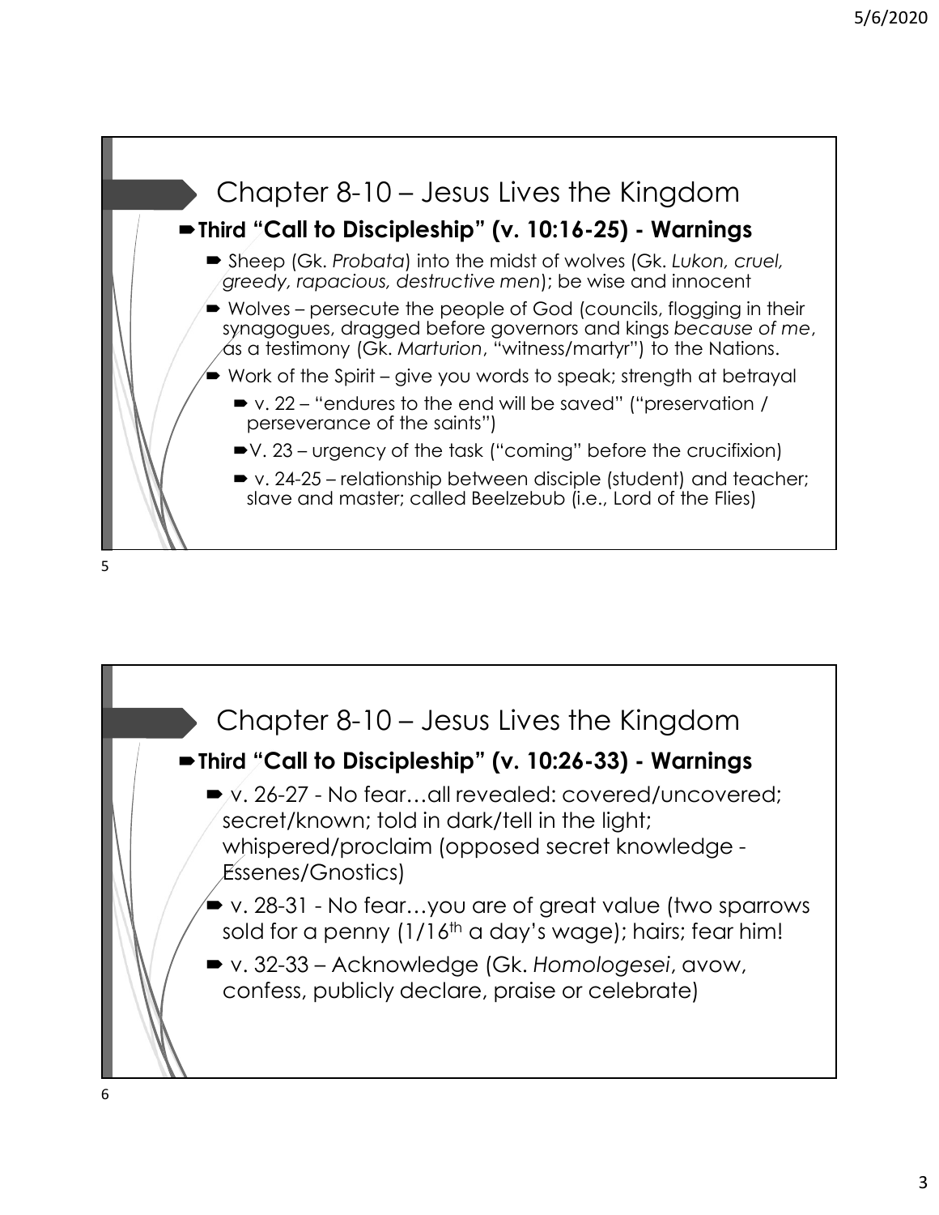## Chapter 8-10 – Jesus Lives the Kingdom

- **Third "Call to Discipleship" (v. 10:16-25) - Warnings**
  - Sheep (Gk. *Probata*) into the midst of wolves (Gk. *Lukon, cruel, greedy, rapacious, destructive men*); be wise and innocent
  - Wolves – persecute the people of God (councils, flogging in their synagogues, dragged before governors and kings *because of me*, as a testimony (Gk. *Marturion*, "witness/martyr") to the Nations.
  - Work of the Spirit – give you words to speak; strength at betrayal
    - v. 22 – "endures to the end will be saved" ("preservation / perseverance of the saints")
    - V. 23 – urgency of the task ("coming" before the crucifixion)
    - v. 24-25 – relationship between disciple (student) and teacher; slave and master; called Beelzebub (i.e., Lord of the Flies)

## Chapter 8-10 – Jesus Lives the Kingdom

- **Third "Call to Discipleship" (v. 10:26-33) - Warnings**
  - v. 26-27 - No fear…all revealed: covered/uncovered; secret/known; told in dark/tell in the light; whispered/proclaim (opposed secret knowledge - Essenes/Gnostics)
  - v. 28-31 - No fear…you are of great value (two sparrows sold for a penny (1/16th a day's wage); hairs; fear him!
  - v. 32-33 – Acknowledge (Gk. *Homologesei*, avow, confess, publicly declare, praise or celebrate)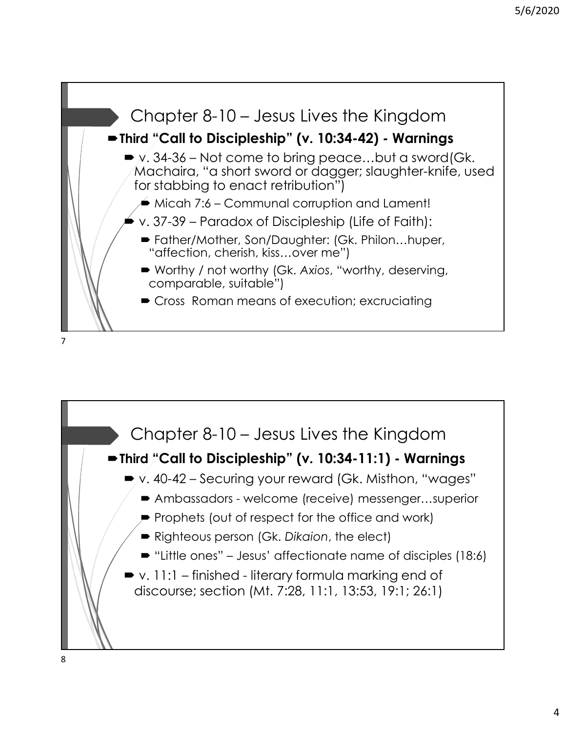## Chapter 8-10 – Jesus Lives the Kingdom

- **Third "Call to Discipleship" (v. 10:34-42) - Warnings**
  - v. 34-36 – Not come to bring peace…but a sword(Gk. Machaira, "a short sword or dagger; slaughter-knife, used for stabbing to enact retribution")
    - Micah 7:6 – Communal corruption and Lament!
  - v. 37-39 – Paradox of Discipleship (Life of Faith):
    - Father/Mother, Son/Daughter: (Gk. Philon…huper, "affection, cherish, kiss…over me")
    - Worthy / not worthy (Gk. *Axios*, "worthy, deserving, comparable, suitable")
    - Cross Roman means of execution; excruciating

## Chapter 8-10 – Jesus Lives the Kingdom

- **Third "Call to Discipleship" (v. 10:34-11:1) - Warnings**
  - v. 40-42 – Securing your reward (Gk. Misthon, "wages"
    - Ambassadors - welcome (receive) messenger…superior
    - Prophets (out of respect for the office and work)
    - Righteous person (Gk. *Dikaion*, the elect)
    - "Little ones" – Jesus' affectionate name of disciples (18:6)
  - v. 11:1 – finished - literary formula marking end of discourse; section (Mt. 7:28, 11:1, 13:53, 19:1; 26:1)